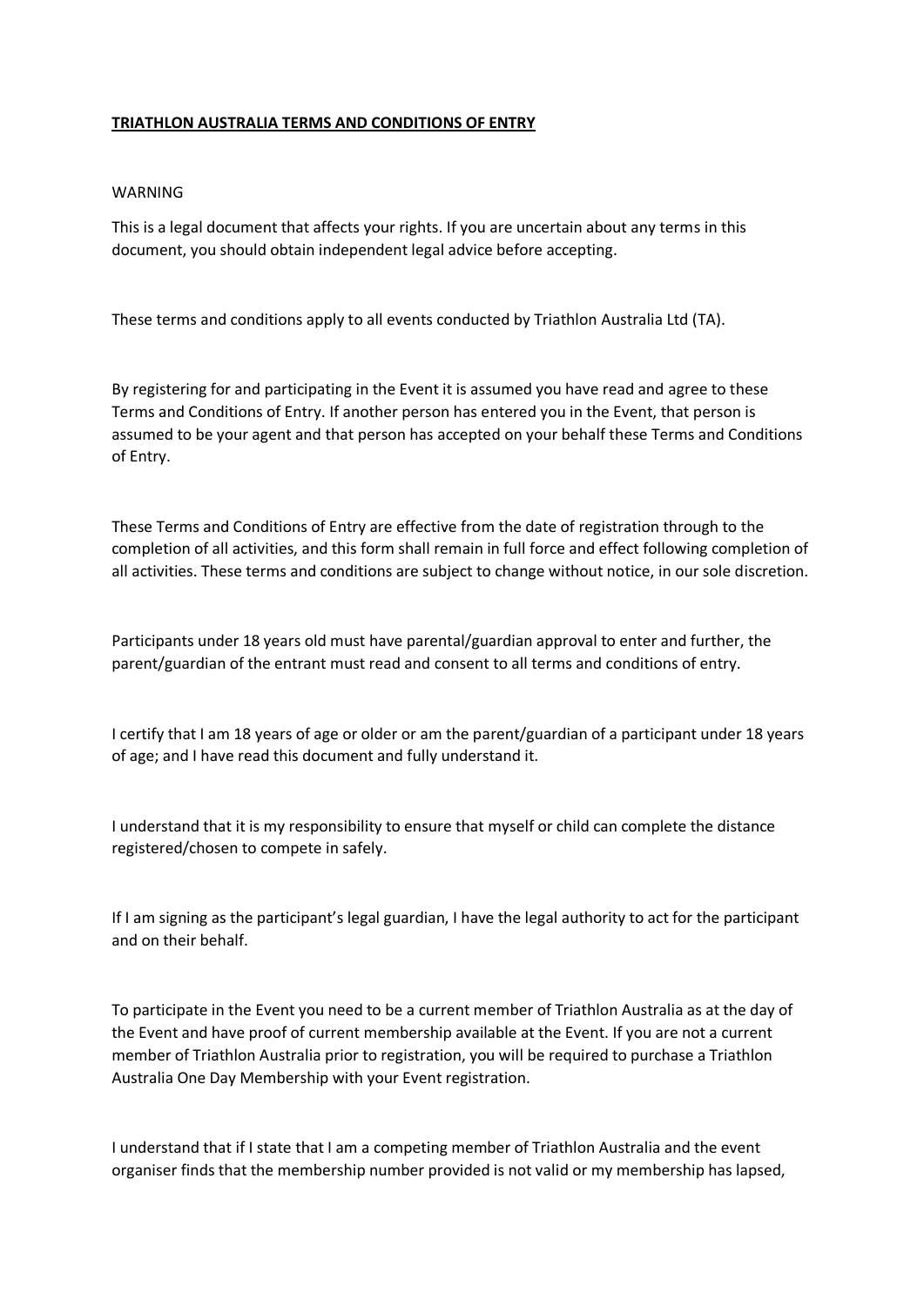# **TRIATHLON AUSTRALIA TERMS AND CONDITIONS OF ENTRY**

WARNING

This is a legal document that affects your rights. If you are uncertain about any terms in this document, you should obtain independent legal advice before accepting.

These terms and conditions apply to all events conducted by Triathlon Australia Ltd (TA).

By registering for and participating in the Event it is assumed you have read and agree to these Terms and Conditions of Entry. If another person has entered you in the Event, that person is assumed to be your agent and that person has accepted on your behalf these Terms and Conditions of Entry.

These Terms and Conditions of Entry are effective from the date of registration through to the completion of all activities, and this form shall remain in full force and effect following completion of all activities. These terms and conditions are subject to change without notice, in our sole discretion.

Participants under 18 years old must have parental/guardian approval to enter and further, the parent/guardian of the entrant must read and consent to all terms and conditions of entry.

I certify that I am 18 years of age or older or am the parent/guardian of a participant under 18 years of age; and I have read this document and fully understand it.

I understand that it is my responsibility to ensure that myself or child can complete the distance registered/chosen to compete in safely.

If I am signing as the participant's legal guardian, I have the legal authority to act for the participant and on their behalf.

To participate in the Event you need to be a current member of Triathlon Australia as at the day of the Event and have proof of current membership available at the Event. If you are not a current member of Triathlon Australia prior to registration, you will be required to purchase a Triathlon Australia One Day Membership with your Event registration.

I understand that if I state that I am a competing member of Triathlon Australia and the event organiser finds that the membership number provided is not valid or my membership has lapsed,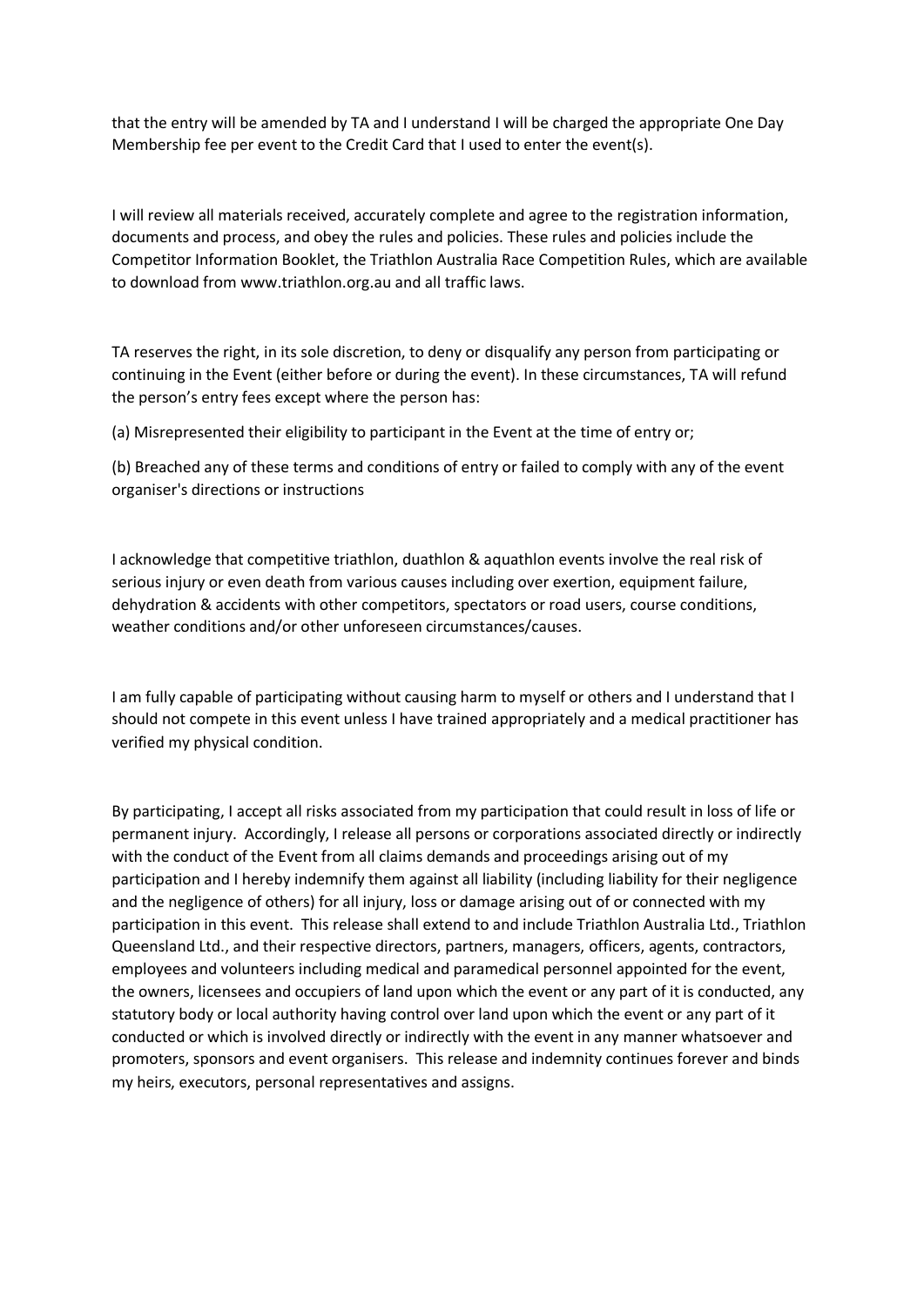that the entry will be amended by TA and I understand I will be charged the appropriate One Day Membership fee per event to the Credit Card that I used to enter the event(s).

I will review all materials received, accurately complete and agree to the registration information, documents and process, and obey the rules and policies. These rules and policies include the Competitor Information Booklet, the Triathlon Australia Race Competition Rules, which are available to download from www.triathlon.org.au and all traffic laws.

TA reserves the right, in its sole discretion, to deny or disqualify any person from participating or continuing in the Event (either before or during the event). In these circumstances, TA will refund the person's entry fees except where the person has:

(a) Misrepresented their eligibility to participant in the Event at the time of entry or;

(b) Breached any of these terms and conditions of entry or failed to comply with any of the event organiser's directions or instructions

I acknowledge that competitive triathlon, duathlon & aquathlon events involve the real risk of serious injury or even death from various causes including over exertion, equipment failure, dehydration & accidents with other competitors, spectators or road users, course conditions, weather conditions and/or other unforeseen circumstances/causes.

I am fully capable of participating without causing harm to myself or others and I understand that I should not compete in this event unless I have trained appropriately and a medical practitioner has verified my physical condition.

By participating, I accept all risks associated from my participation that could result in loss of life or permanent injury. Accordingly, I release all persons or corporations associated directly or indirectly with the conduct of the Event from all claims demands and proceedings arising out of my participation and I hereby indemnify them against all liability (including liability for their negligence and the negligence of others) for all injury, loss or damage arising out of or connected with my participation in this event. This release shall extend to and include Triathlon Australia Ltd., Triathlon Queensland Ltd., and their respective directors, partners, managers, officers, agents, contractors, employees and volunteers including medical and paramedical personnel appointed for the event, the owners, licensees and occupiers of land upon which the event or any part of it is conducted, any statutory body or local authority having control over land upon which the event or any part of it conducted or which is involved directly or indirectly with the event in any manner whatsoever and promoters, sponsors and event organisers. This release and indemnity continues forever and binds my heirs, executors, personal representatives and assigns.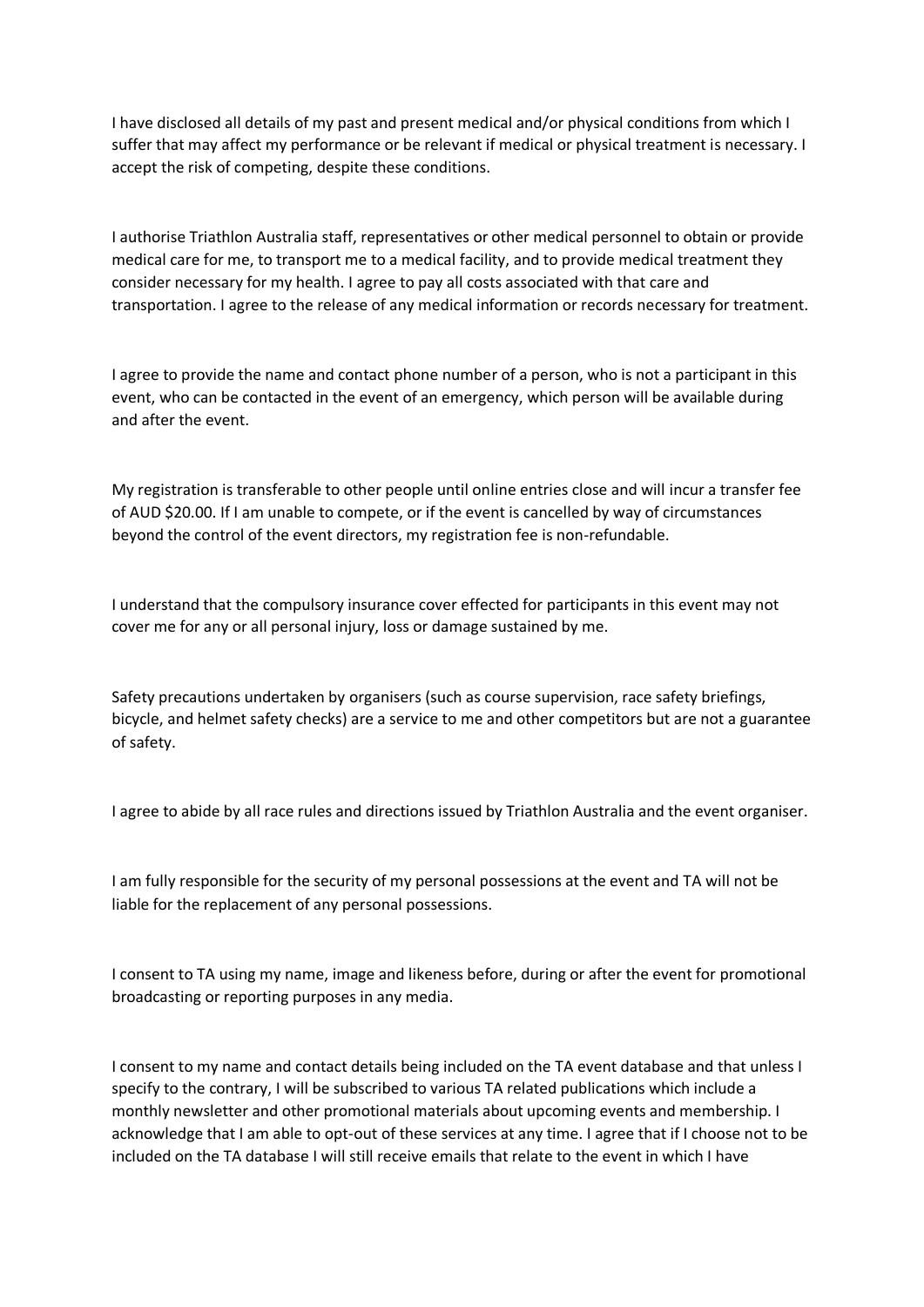I have disclosed all details of my past and present medical and/or physical conditions from which I suffer that may affect my performance or be relevant if medical or physical treatment is necessary. I accept the risk of competing, despite these conditions.

I authorise Triathlon Australia staff, representatives or other medical personnel to obtain or provide medical care for me, to transport me to a medical facility, and to provide medical treatment they consider necessary for my health. I agree to pay all costs associated with that care and transportation. I agree to the release of any medical information or records necessary for treatment.

I agree to provide the name and contact phone number of a person, who is not a participant in this event, who can be contacted in the event of an emergency, which person will be available during and after the event.

My registration is transferable to other people until online entries close and will incur a transfer fee of AUD $20.00. If I am unable to compete, or if the event is cancelled by way of circumstances beyond the control of the event directors, my registration fee is non-refundable.

I understand that the compulsory insurance cover effected for participants in this event may not cover me for any or all personal injury, loss or damage sustained by me.

Safety precautions undertaken by organisers (such as course supervision, race safety briefings, bicycle, and helmet safety checks) are a service to me and other competitors but are not a guarantee of safety.

I agree to abide by all race rules and directions issued by Triathlon Australia and the event organiser.

I am fully responsible for the security of my personal possessions at the event and TA will not be liable for the replacement of any personal possessions.

I consent to TA using my name, image and likeness before, during or after the event for promotional broadcasting or reporting purposes in any media.

I consent to my name and contact details being included on the TA event database and that unless I specify to the contrary, I will be subscribed to various TA related publications which include a monthly newsletter and other promotional materials about upcoming events and membership. I acknowledge that I am able to opt-out of these services at any time. I agree that if I choose not to be included on the TA database I will still receive emails that relate to the event in which I have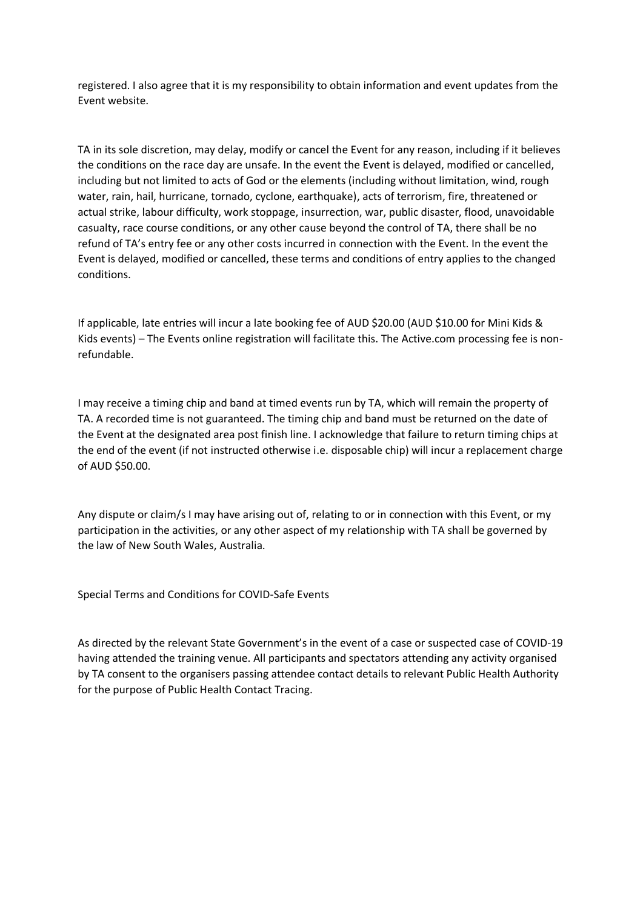registered. I also agree that it is my responsibility to obtain information and event updates from the Event website.

TA in its sole discretion, may delay, modify or cancel the Event for any reason, including if it believes the conditions on the race day are unsafe. In the event the Event is delayed, modified or cancelled, including but not limited to acts of God or the elements (including without limitation, wind, rough water, rain, hail, hurricane, tornado, cyclone, earthquake), acts of terrorism, fire, threatened or actual strike, labour difficulty, work stoppage, insurrection, war, public disaster, flood, unavoidable casualty, race course conditions, or any other cause beyond the control of TA, there shall be no refund of TA's entry fee or any other costs incurred in connection with the Event. In the event the Event is delayed, modified or cancelled, these terms and conditions of entry applies to the changed conditions.

If applicable, late entries will incur a late booking fee of AUD $20.00 (AUD $10.00 for Mini Kids & Kids events) – The Events online registration will facilitate this. The Active.com processing fee is non-refundable.

I may receive a timing chip and band at timed events run by TA, which will remain the property of TA. A recorded time is not guaranteed. The timing chip and band must be returned on the date of the Event at the designated area post finish line. I acknowledge that failure to return timing chips at the end of the event (if not instructed otherwise i.e. disposable chip) will incur a replacement charge of AUD $50.00.

Any dispute or claim/s I may have arising out of, relating to or in connection with this Event, or my participation in the activities, or any other aspect of my relationship with TA shall be governed by the law of New South Wales, Australia.

Special Terms and Conditions for COVID-Safe Events

As directed by the relevant State Government's in the event of a case or suspected case of COVID-19 having attended the training venue. All participants and spectators attending any activity organised by TA consent to the organisers passing attendee contact details to relevant Public Health Authority for the purpose of Public Health Contact Tracing.